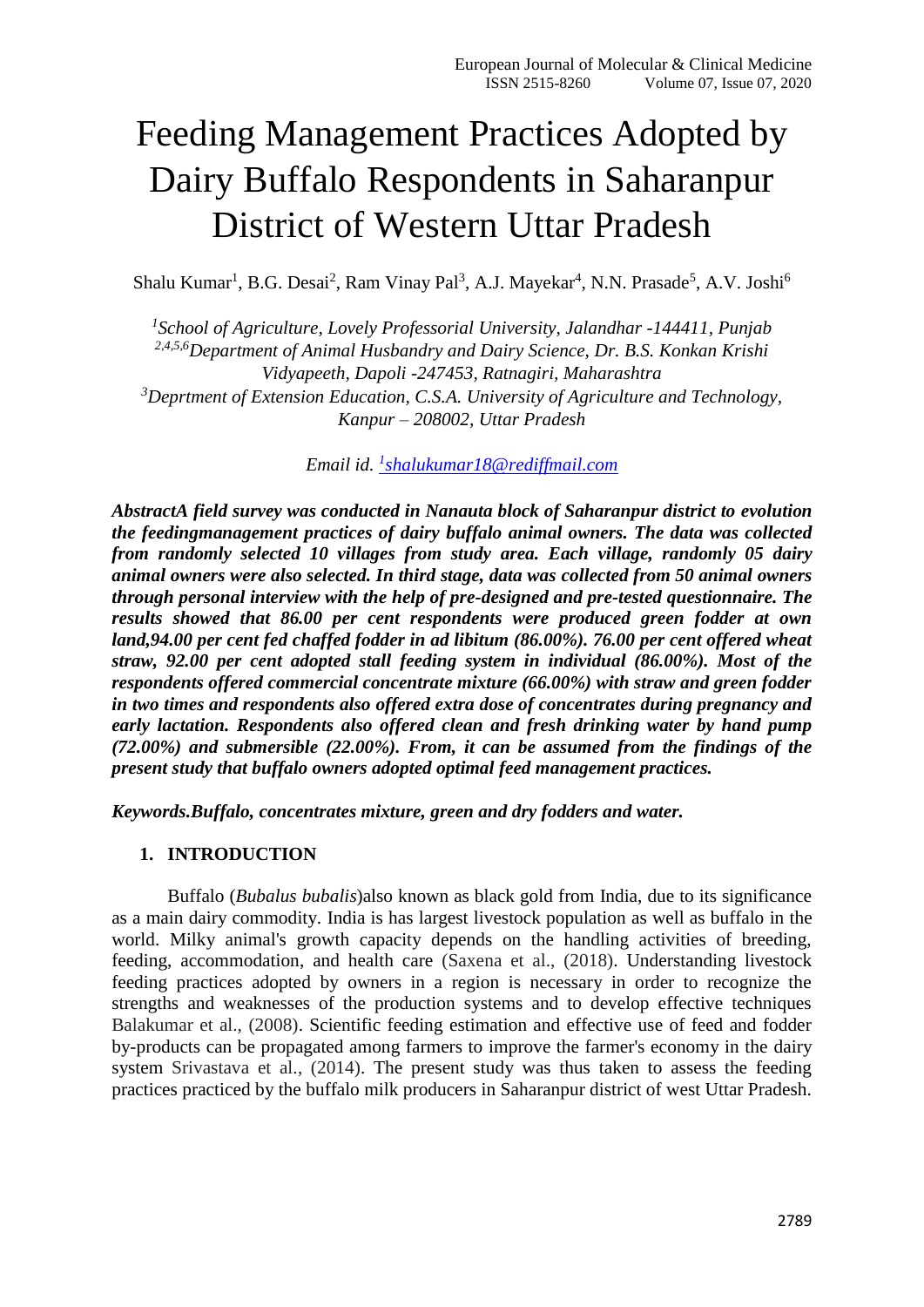# Feeding Management Practices Adopted by Dairy Buffalo Respondents in Saharanpur District of Western Uttar Pradesh

Shalu Kumar[1], B.G. Desai[2], Ram Vinay Pal[3], A.J. Mayekar[4], N.N. Prasade[5], A.V. Joshi[6]

*[1]School of Agriculture, Lovely Professorial University, Jalandhar -144411, Punjab*
*[2,4,5,6]Department of Animal Husbandry and Dairy Science, Dr. B.S. Konkan Krishi Vidyapeeth, Dapoli -247453, Ratnagiri, Maharashtra*
*[3]Deprtment of Extension Education, C.S.A. University of Agriculture and Technology, Kanpur – 208002, Uttar Pradesh*

*Email id. [1]shalukumar18@rediffmail.com*

***AbstractA field survey was conducted in Nanauta block of Saharanpur district to evolution the feedingmanagement practices of dairy buffalo animal owners. The data was collected from randomly selected 10 villages from study area. Each village, randomly 05 dairy animal owners were also selected. In third stage, data was collected from 50 animal owners through personal interview with the help of pre-designed and pre-tested questionnaire. The results showed that 86.00 per cent respondents were produced green fodder at own land,94.00 per cent fed chaffed fodder in ad libitum (86.00%). 76.00 per cent offered wheat straw, 92.00 per cent adopted stall feeding system in individual (86.00%). Most of the respondents offered commercial concentrate mixture (66.00%) with straw and green fodder in two times and respondents also offered extra dose of concentrates during pregnancy and early lactation. Respondents also offered clean and fresh drinking water by hand pump (72.00%) and submersible (22.00%). From, it can be assumed from the findings of the present study that buffalo owners adopted optimal feed management practices.***

***Keywords.Buffalo, concentrates mixture, green and dry fodders and water.***

## 1. INTRODUCTION

Buffalo (*Bubalus bubalis*)also known as black gold from India, due to its significance as a main dairy commodity. India is has largest livestock population as well as buffalo in the world. Milky animal's growth capacity depends on the handling activities of breeding, feeding, accommodation, and health care (Saxena et al., (2018). Understanding livestock feeding practices adopted by owners in a region is necessary in order to recognize the strengths and weaknesses of the production systems and to develop effective techniques Balakumar et al., (2008). Scientific feeding estimation and effective use of feed and fodder by-products can be propagated among farmers to improve the farmer's economy in the dairy system Srivastava et al., (2014). The present study was thus taken to assess the feeding practices practiced by the buffalo milk producers in Saharanpur district of west Uttar Pradesh.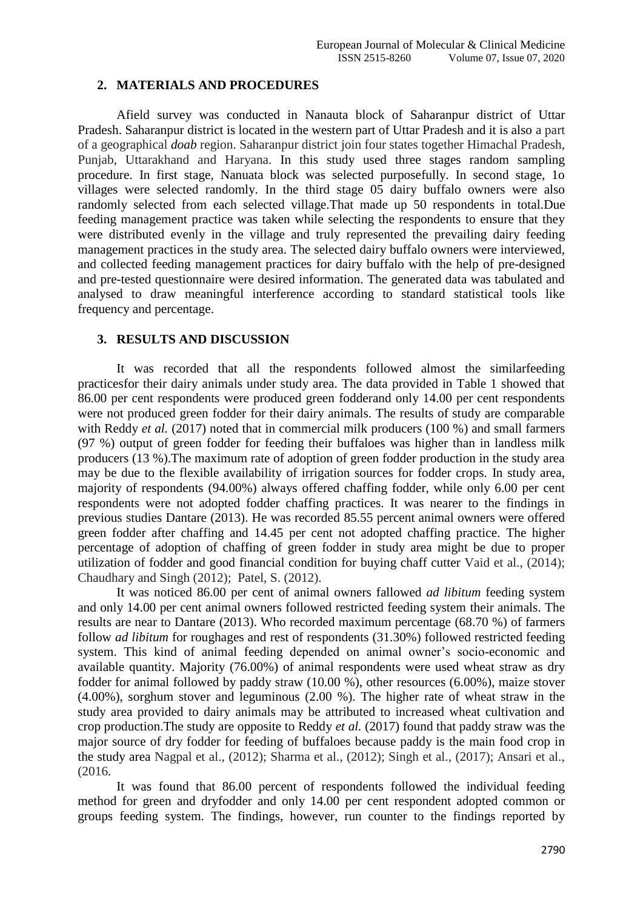## 2. MATERIALS AND PROCEDURES

Afield survey was conducted in Nanauta block of Saharanpur district of Uttar Pradesh. Saharanpur district is located in the western part of Uttar Pradesh and it is also a part of a geographical *doab* region. Saharanpur district join four states together Himachal Pradesh, Punjab, Uttarakhand and Haryana. In this study used three stages random sampling procedure. In first stage, Nanuata block was selected purposefully. In second stage, 1o villages were selected randomly. In the third stage 05 dairy buffalo owners were also randomly selected from each selected village.That made up 50 respondents in total.Due feeding management practice was taken while selecting the respondents to ensure that they were distributed evenly in the village and truly represented the prevailing dairy feeding management practices in the study area. The selected dairy buffalo owners were interviewed, and collected feeding management practices for dairy buffalo with the help of pre-designed and pre-tested questionnaire were desired information. The generated data was tabulated and analysed to draw meaningful interference according to standard statistical tools like frequency and percentage.

## 3. RESULTS AND DISCUSSION

It was recorded that all the respondents followed almost the similarfeeding practicesfor their dairy animals under study area. The data provided in Table 1 showed that 86.00 per cent respondents were produced green fodderand only 14.00 per cent respondents were not produced green fodder for their dairy animals. The results of study are comparable with Reddy *et al.* (2017) noted that in commercial milk producers (100 %) and small farmers (97 %) output of green fodder for feeding their buffaloes was higher than in landless milk producers (13 %).The maximum rate of adoption of green fodder production in the study area may be due to the flexible availability of irrigation sources for fodder crops. In study area, majority of respondents (94.00%) always offered chaffing fodder, while only 6.00 per cent respondents were not adopted fodder chaffing practices. It was nearer to the findings in previous studies Dantare (2013). He was recorded 85.55 percent animal owners were offered green fodder after chaffing and 14.45 per cent not adopted chaffing practice. The higher percentage of adoption of chaffing of green fodder in study area might be due to proper utilization of fodder and good financial condition for buying chaff cutter Vaid et al., (2014); Chaudhary and Singh (2012); Patel, S. (2012).

It was noticed 86.00 per cent of animal owners fallowed *ad libitum* feeding system and only 14.00 per cent animal owners followed restricted feeding system their animals. The results are near to Dantare (2013). Who recorded maximum percentage (68.70 %) of farmers follow *ad libitum* for roughages and rest of respondents (31.30%) followed restricted feeding system. This kind of animal feeding depended on animal owner's socio-economic and available quantity. Majority (76.00%) of animal respondents were used wheat straw as dry fodder for animal followed by paddy straw (10.00 %), other resources (6.00%), maize stover (4.00%), sorghum stover and leguminous (2.00 %). The higher rate of wheat straw in the study area provided to dairy animals may be attributed to increased wheat cultivation and crop production.The study are opposite to Reddy *et al.* (2017) found that paddy straw was the major source of dry fodder for feeding of buffaloes because paddy is the main food crop in the study area Nagpal et al., (2012); Sharma et al., (2012); Singh et al., (2017); Ansari et al., (2016.

It was found that 86.00 percent of respondents followed the individual feeding method for green and dryfodder and only 14.00 per cent respondent adopted common or groups feeding system. The findings, however, run counter to the findings reported by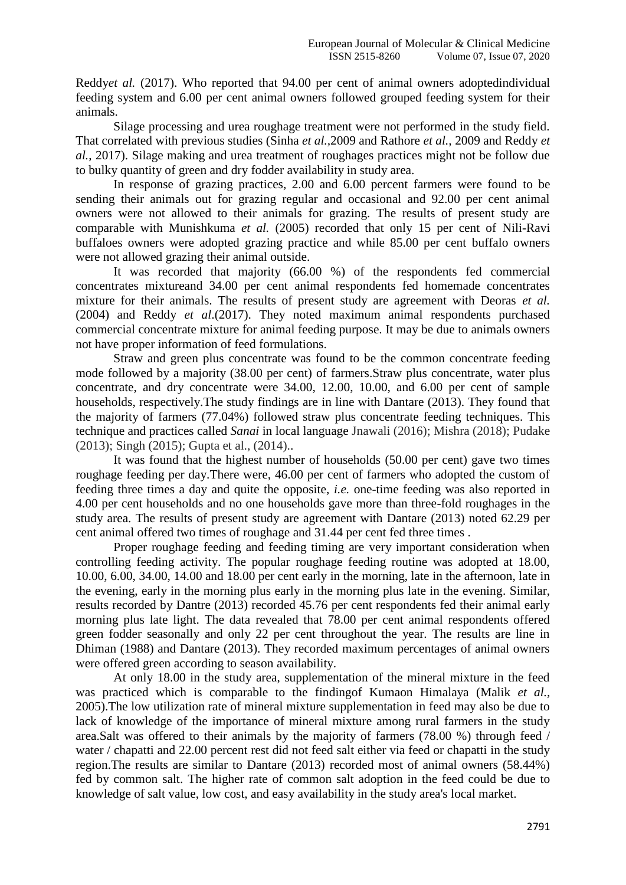Reddy*et al.* (2017). Who reported that 94.00 per cent of animal owners adoptedindividual feeding system and 6.00 per cent animal owners followed grouped feeding system for their animals.

Silage processing and urea roughage treatment were not performed in the study field. That correlated with previous studies (Sinha *et al.*,2009 and Rathore *et al.,* 2009 and Reddy *et al.*, 2017). Silage making and urea treatment of roughages practices might not be follow due to bulky quantity of green and dry fodder availability in study area.

In response of grazing practices, 2.00 and 6.00 percent farmers were found to be sending their animals out for grazing regular and occasional and 92.00 per cent animal owners were not allowed to their animals for grazing. The results of present study are comparable with Munishkuma *et al.* (2005) recorded that only 15 per cent of Nili-Ravi buffaloes owners were adopted grazing practice and while 85.00 per cent buffalo owners were not allowed grazing their animal outside.

It was recorded that majority (66.00 %) of the respondents fed commercial concentrates mixtureand 34.00 per cent animal respondents fed homemade concentrates mixture for their animals. The results of present study are agreement with Deoras *et al.* (2004) and Reddy *et al*.(2017). They noted maximum animal respondents purchased commercial concentrate mixture for animal feeding purpose. It may be due to animals owners not have proper information of feed formulations.

Straw and green plus concentrate was found to be the common concentrate feeding mode followed by a majority (38.00 per cent) of farmers.Straw plus concentrate, water plus concentrate, and dry concentrate were 34.00, 12.00, 10.00, and 6.00 per cent of sample households, respectively.The study findings are in line with Dantare (2013). They found that the majority of farmers (77.04%) followed straw plus concentrate feeding techniques. This technique and practices called ***Sanai*** in local language Jnawali (2016); Mishra (2018); Pudake (2013); Singh (2015); Gupta et al., (2014)..

It was found that the highest number of households (50.00 per cent) gave two times roughage feeding per day.There were, 46.00 per cent of farmers who adopted the custom of feeding three times a day and quite the opposite, *i.e.* one-time feeding was also reported in 4.00 per cent households and no one households gave more than three-fold roughages in the study area. The results of present study are agreement with Dantare (2013) noted 62.29 per cent animal offered two times of roughage and 31.44 per cent fed three times .

Proper roughage feeding and feeding timing are very important consideration when controlling feeding activity. The popular roughage feeding routine was adopted at 18.00, 10.00, 6.00, 34.00, 14.00 and 18.00 per cent early in the morning, late in the afternoon, late in the evening, early in the morning plus early in the morning plus late in the evening. Similar, results recorded by Dantre (2013) recorded 45.76 per cent respondents fed their animal early morning plus late light. The data revealed that 78.00 per cent animal respondents offered green fodder seasonally and only 22 per cent throughout the year. The results are line in Dhiman (1988) and Dantare (2013). They recorded maximum percentages of animal owners were offered green according to season availability.

At only 18.00 in the study area, supplementation of the mineral mixture in the feed was practiced which is comparable to the findingof Kumaon Himalaya (Malik *et al.*, 2005).The low utilization rate of mineral mixture supplementation in feed may also be due to lack of knowledge of the importance of mineral mixture among rural farmers in the study area.Salt was offered to their animals by the majority of farmers (78.00 %) through feed / water / chapatti and 22.00 percent rest did not feed salt either via feed or chapatti in the study region.The results are similar to Dantare (2013) recorded most of animal owners (58.44%) fed by common salt. The higher rate of common salt adoption in the feed could be due to knowledge of salt value, low cost, and easy availability in the study area's local market.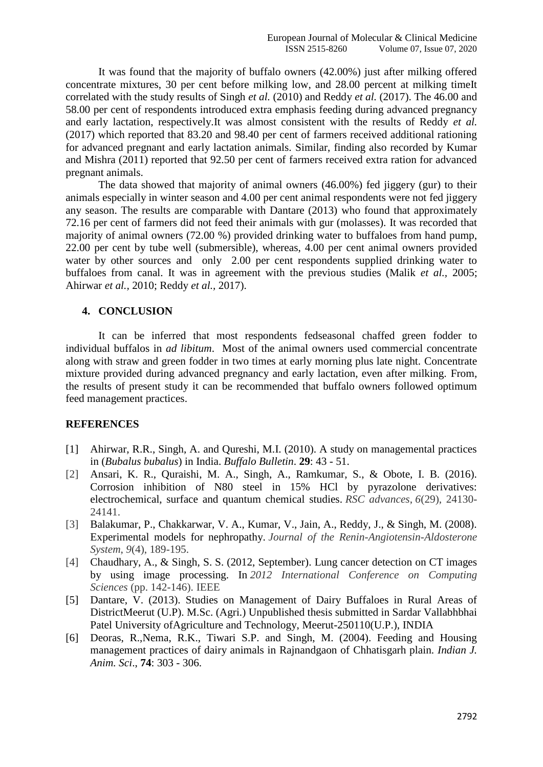It was found that the majority of buffalo owners (42.00%) just after milking offered concentrate mixtures, 30 per cent before milking low, and 28.00 percent at milking timeIt correlated with the study results of Singh *et al.* (2010) and Reddy *et al.* (2017). The 46.00 and 58.00 per cent of respondents introduced extra emphasis feeding during advanced pregnancy and early lactation, respectively.It was almost consistent with the results of Reddy *et al.* (2017) which reported that 83.20 and 98.40 per cent of farmers received additional rationing for advanced pregnant and early lactation animals. Similar, finding also recorded by Kumar and Mishra (2011) reported that 92.50 per cent of farmers received extra ration for advanced pregnant animals.

The data showed that majority of animal owners (46.00%) fed jiggery (gur) to their animals especially in winter season and 4.00 per cent animal respondents were not fed jiggery any season. The results are comparable with Dantare (2013) who found that approximately 72.16 per cent of farmers did not feed their animals with gur (molasses). It was recorded that majority of animal owners (72.00 %) provided drinking water to buffaloes from hand pump, 22.00 per cent by tube well (submersible), whereas, 4.00 per cent animal owners provided water by other sources and only 2.00 per cent respondents supplied drinking water to buffaloes from canal. It was in agreement with the previous studies (Malik *et al.*, 2005; Ahirwar *et al.*, 2010; Reddy *et al.*, 2017).

## 4. CONCLUSION

It can be inferred that most respondents fedseasonal chaffed green fodder to individual buffalos in *ad libitum*. Most of the animal owners used commercial concentrate along with straw and green fodder in two times at early morning plus late night. Concentrate mixture provided during advanced pregnancy and early lactation, even after milking. From, the results of present study it can be recommended that buffalo owners followed optimum feed management practices.

## REFERENCES

[1] Ahirwar, R.R., Singh, A. and Qureshi, M.I. (2010). A study on managemental practices in (*Bubalus bubalus*) in India. *Buffalo Bulletin*. **29**: 43 - 51.

[2] Ansari, K. R., Quraishi, M. A., Singh, A., Ramkumar, S., & Obote, I. B. (2016). Corrosion inhibition of N80 steel in 15% HCl by pyrazolone derivatives: electrochemical, surface and quantum chemical studies. *RSC advances*, *6*(29), 24130-24141.

[3] Balakumar, P., Chakkarwar, V. A., Kumar, V., Jain, A., Reddy, J., & Singh, M. (2008). Experimental models for nephropathy. *Journal of the Renin-Angiotensin-Aldosterone System*, *9*(4), 189-195.

[4] Chaudhary, A., & Singh, S. S. (2012, September). Lung cancer detection on CT images by using image processing. In *2012 International Conference on Computing Sciences* (pp. 142-146). IEEE

[5] Dantare, V. (2013). Studies on Management of Dairy Buffaloes in Rural Areas of DistrictMeerut (U.P). M.Sc. (Agri.) Unpublished thesis submitted in Sardar Vallabhbhai Patel University ofAgriculture and Technology, Meerut-250110(U.P.), INDIA

[6] Deoras, R.,Nema, R.K., Tiwari S.P. and Singh, M. (2004). Feeding and Housing management practices of dairy animals in Rajnandgaon of Chhatisgarh plain. *Indian J. Anim. Sci*., **74**: 303 - 306.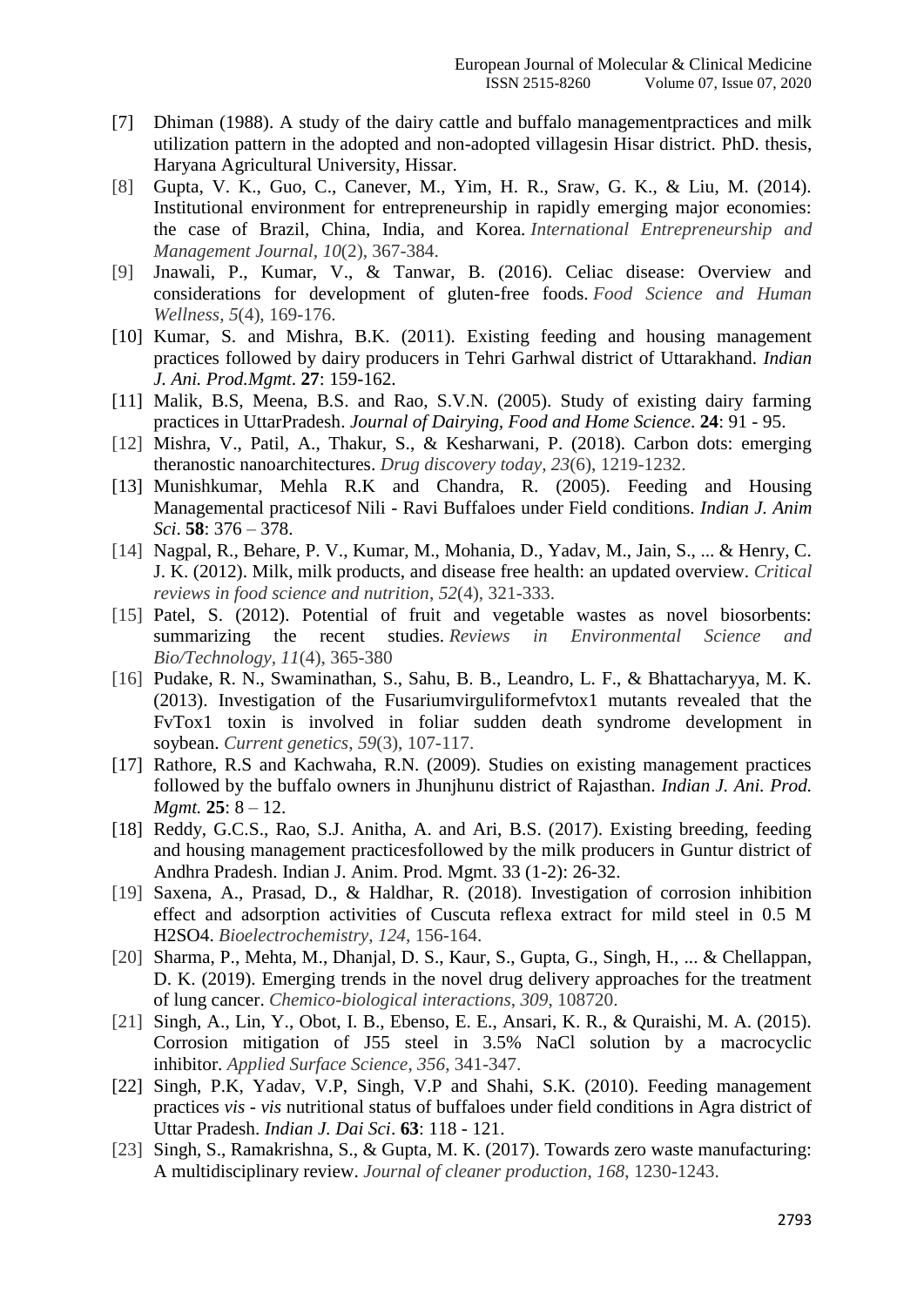[7] Dhiman (1988). A study of the dairy cattle and buffalo managementpractices and milk utilization pattern in the adopted and non-adopted villagesin Hisar district. PhD. thesis, Haryana Agricultural University, Hissar.

[8] Gupta, V. K., Guo, C., Canever, M., Yim, H. R., Sraw, G. K., & Liu, M. (2014). Institutional environment for entrepreneurship in rapidly emerging major economies: the case of Brazil, China, India, and Korea. *International Entrepreneurship and Management Journal*, *10*(2), 367-384.

[9] Jnawali, P., Kumar, V., & Tanwar, B. (2016). Celiac disease: Overview and considerations for development of gluten-free foods. *Food Science and Human Wellness*, *5*(4), 169-176.

[10] Kumar, S. and Mishra, B.K. (2011). Existing feeding and housing management practices followed by dairy producers in Tehri Garhwal district of Uttarakhand. *Indian J. Ani. Prod.Mgmt*. **27**: 159-162.

[11] Malik, B.S, Meena, B.S. and Rao, S.V.N. (2005). Study of existing dairy farming practices in UttarPradesh. *Journal of Dairying, Food and Home Science*. **24**: 91 - 95.

[12] Mishra, V., Patil, A., Thakur, S., & Kesharwani, P. (2018). Carbon dots: emerging theranostic nanoarchitectures. *Drug discovery today*, *23*(6), 1219-1232.

[13] Munishkumar, Mehla R.K and Chandra, R. (2005). Feeding and Housing Managemental practicesof Nili - Ravi Buffaloes under Field conditions. *Indian J. Anim Sci*. **58**: 376 – 378.

[14] Nagpal, R., Behare, P. V., Kumar, M., Mohania, D., Yadav, M., Jain, S., ... & Henry, C. J. K. (2012). Milk, milk products, and disease free health: an updated overview. *Critical reviews in food science and nutrition*, *52*(4), 321-333.

[15] Patel, S. (2012). Potential of fruit and vegetable wastes as novel biosorbents: summarizing the recent studies. *Reviews in Environmental Science and Bio/Technology*, *11*(4), 365-380

[16] Pudake, R. N., Swaminathan, S., Sahu, B. B., Leandro, L. F., & Bhattacharyya, M. K. (2013). Investigation of the Fusariumvirguliformefvtox1 mutants revealed that the FvTox1 toxin is involved in foliar sudden death syndrome development in soybean. *Current genetics*, *59*(3), 107-117.

[17] Rathore, R.S and Kachwaha, R.N. (2009). Studies on existing management practices followed by the buffalo owners in Jhunjhunu district of Rajasthan. *Indian J. Ani. Prod. Mgmt.* **25**: 8 – 12.

[18] Reddy, G.C.S., Rao, S.J. Anitha, A. and Ari, B.S. (2017). Existing breeding, feeding and housing management practicesfollowed by the milk producers in Guntur district of Andhra Pradesh. Indian J. Anim. Prod. Mgmt. 33 (1-2): 26-32.

[19] Saxena, A., Prasad, D., & Haldhar, R. (2018). Investigation of corrosion inhibition effect and adsorption activities of Cuscuta reflexa extract for mild steel in 0.5 M $H_2SO_4$. *Bioelectrochemistry*, *124*, 156-164.

[20] Sharma, P., Mehta, M., Dhanjal, D. S., Kaur, S., Gupta, G., Singh, H., ... & Chellappan, D. K. (2019). Emerging trends in the novel drug delivery approaches for the treatment of lung cancer. *Chemico-biological interactions*, *309*, 108720.

[21] Singh, A., Lin, Y., Obot, I. B., Ebenso, E. E., Ansari, K. R., & Quraishi, M. A. (2015). Corrosion mitigation of J55 steel in 3.5% NaCl solution by a macrocyclic inhibitor. *Applied Surface Science*, *356*, 341-347.

[22] Singh, P.K, Yadav, V.P, Singh, V.P and Shahi, S.K. (2010). Feeding management practices *vis - vis* nutritional status of buffaloes under field conditions in Agra district of Uttar Pradesh. *Indian J. Dai Sci*. **63**: 118 - 121.

[23] Singh, S., Ramakrishna, S., & Gupta, M. K. (2017). Towards zero waste manufacturing: A multidisciplinary review. *Journal of cleaner production*, *168*, 1230-1243.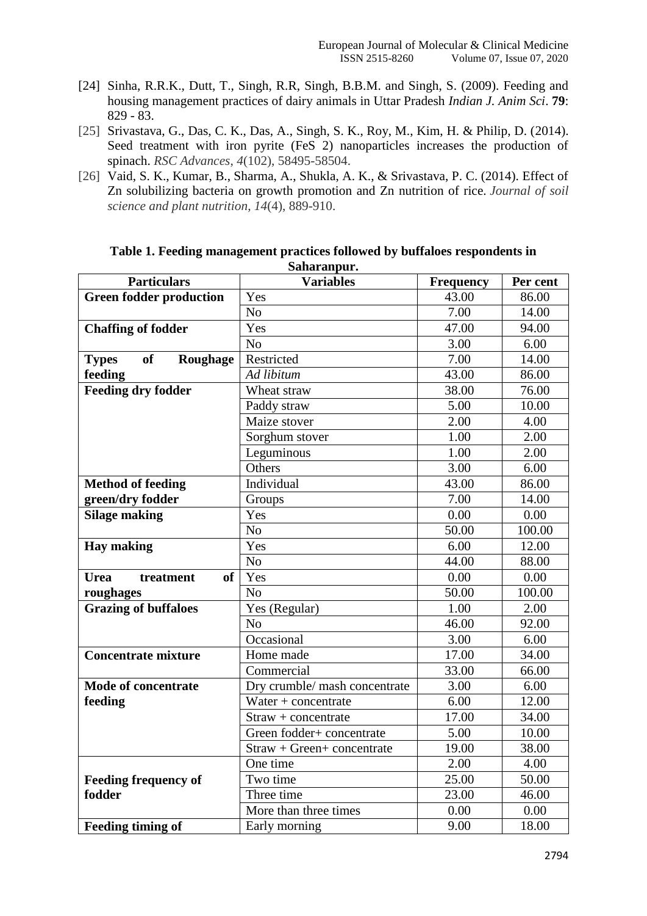[24] Sinha, R.R.K., Dutt, T., Singh, R.R, Singh, B.B.M. and Singh, S. (2009). Feeding and housing management practices of dairy animals in Uttar Pradesh *Indian J. Anim Sci*. **79**: 829 - 83.

[25] Srivastava, G., Das, C. K., Das, A., Singh, S. K., Roy, M., Kim, H. & Philip, D. (2014). Seed treatment with iron pyrite ($FeS_2$) nanoparticles increases the production of spinach. *RSC Advances*, *4*(102), 58495-58504.

[26] Vaid, S. K., Kumar, B., Sharma, A., Shukla, A. K., & Srivastava, P. C. (2014). Effect of Zn solubilizing bacteria on growth promotion and Zn nutrition of rice. *Journal of soil science and plant nutrition*, *14*(4), 889-910.

**Table 1. Feeding management practices followed by buffaloes respondents in Saharanpur.**

| Particulars | Variables | Frequency | Per cent |
|---|---|---|---|
| **Green fodder production** | Yes | 43.00 | 86.00 |
| | No | 7.00 | 14.00 |
| **Chaffing of fodder** | Yes | 47.00 | 94.00 |
| | No | 3.00 | 6.00 |
| **Types of Roughage feeding** | Restricted | 7.00 | 14.00 |
| | *Ad libitum* | 43.00 | 86.00 |
| **Feeding dry fodder** | Wheat straw | 38.00 | 76.00 |
| | Paddy straw | 5.00 | 10.00 |
| | Maize stover | 2.00 | 4.00 |
| | Sorghum stover | 1.00 | 2.00 |
| | Leguminous | 1.00 | 2.00 |
| | Others | 3.00 | 6.00 |
| **Method of feeding green/dry fodder** | Individual | 43.00 | 86.00 |
| | Groups | 7.00 | 14.00 |
| **Silage making** | Yes | 0.00 | 0.00 |
| | No | 50.00 | 100.00 |
| **Hay making** | Yes | 6.00 | 12.00 |
| | No | 44.00 | 88.00 |
| **Urea treatment of roughages** | Yes | 0.00 | 0.00 |
| | No | 50.00 | 100.00 |
| **Grazing of buffaloes** | Yes (Regular) | 1.00 | 2.00 |
| | No | 46.00 | 92.00 |
| | Occasional | 3.00 | 6.00 |
| **Concentrate mixture** | Home made | 17.00 | 34.00 |
| | Commercial | 33.00 | 66.00 |
| **Mode of concentrate feeding** | Dry crumble/ mash concentrate | 3.00 | 6.00 |
| | Water + concentrate | 6.00 | 12.00 |
| | Straw + concentrate | 17.00 | 34.00 |
| | Green fodder+ concentrate | 5.00 | 10.00 |
| | Straw + Green+ concentrate | 19.00 | 38.00 |
| **Feeding frequency of fodder** | One time | 2.00 | 4.00 |
| | Two time | 25.00 | 50.00 |
| | Three time | 23.00 | 46.00 |
| | More than three times | 0.00 | 0.00 |
| **Feeding timing of** | Early morning | 9.00 | 18.00 |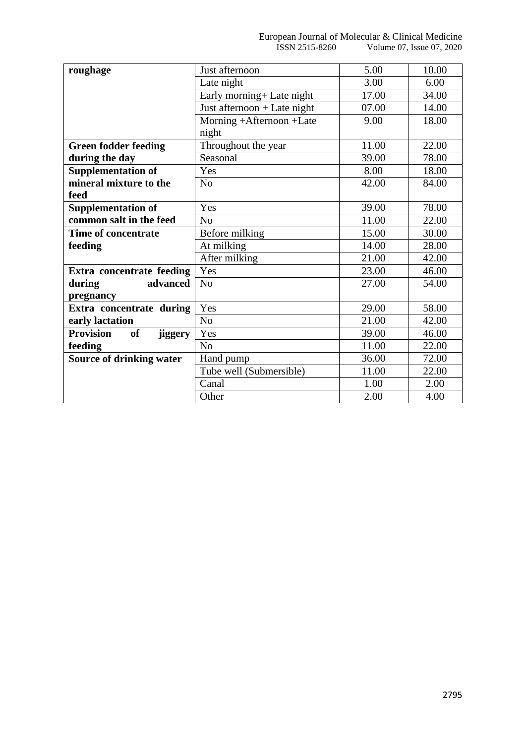| | | | |
|---|---|---|---|
| **roughage** | Just afternoon | 5.00 | 10.00 |
| | Late night | 3.00 | 6.00 |
| | Early morning+ Late night | 17.00 | 34.00 |
| | Just afternoon + Late night | 07.00 | 14.00 |
| | Morning +Afternoon +Late night | 9.00 | 18.00 |
| **Green fodder feeding during the day** | Throughout the year | 11.00 | 22.00 |
| | Seasonal | 39.00 | 78.00 |
| **Supplementation of mineral mixture to the feed** | Yes | 8.00 | 18.00 |
| | No | 42.00 | 84.00 |
| **Supplementation of common salt in the feed** | Yes | 39.00 | 78.00 |
| | No | 11.00 | 22.00 |
| **Time of concentrate feeding** | Before milking | 15.00 | 30.00 |
| | At milking | 14.00 | 28.00 |
| | After milking | 21.00 | 42.00 |
| **Extra concentrate feeding during advanced pregnancy** | Yes | 23.00 | 46.00 |
| | No | 27.00 | 54.00 |
| **Extra concentrate during early lactation** | Yes | 29.00 | 58.00 |
| | No | 21.00 | 42.00 |
| **Provision of jiggery feeding** | Yes | 39.00 | 46.00 |
| | No | 11.00 | 22.00 |
| **Source of drinking water** | Hand pump | 36.00 | 72.00 |
| | Tube well (Submersible) | 11.00 | 22.00 |
| | Canal | 1.00 | 2.00 |
| | Other | 2.00 | 4.00 |